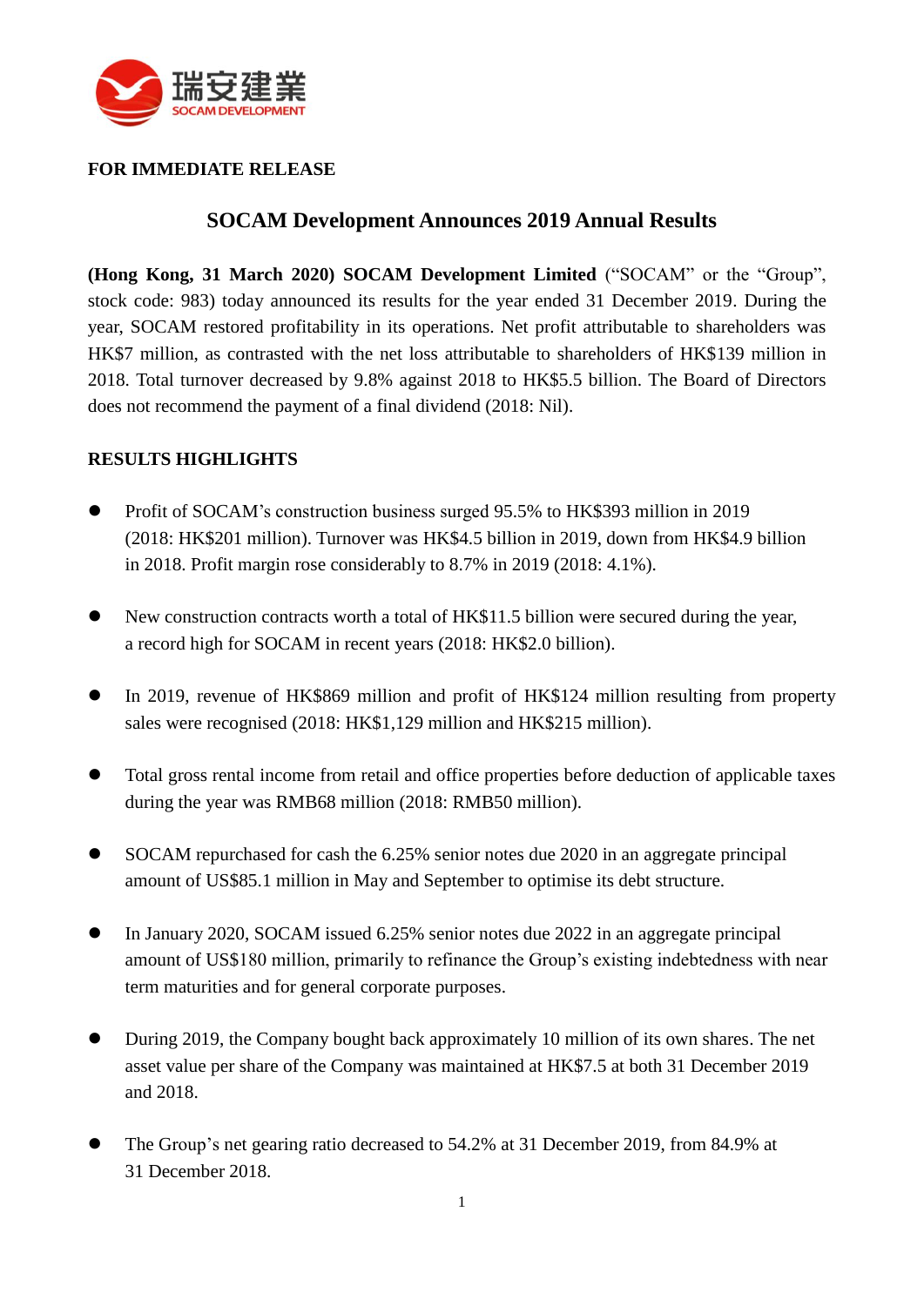瑞安建業
SOCAM DEVELOPMENT

**FOR IMMEDIATE RELEASE**

# SOCAM Development Announces 2019 Annual Results

**(Hong Kong, 31 March 2020) SOCAM Development Limited** ("SOCAM" or the "Group", stock code: 983) today announced its results for the year ended 31 December 2019. During the year, SOCAM restored profitability in its operations. Net profit attributable to shareholders was HK$7 million, as contrasted with the net loss attributable to shareholders of HK$139 million in 2018. Total turnover decreased by 9.8% against 2018 to HK$5.5 billion. The Board of Directors does not recommend the payment of a final dividend (2018: Nil).

## RESULTS HIGHLIGHTS

- Profit of SOCAM's construction business surged 95.5% to HK$393 million in 2019 (2018: HK$201 million). Turnover was HK$4.5 billion in 2019, down from HK$4.9 billion in 2018. Profit margin rose considerably to 8.7% in 2019 (2018: 4.1%).

- New construction contracts worth a total of HK$11.5 billion were secured during the year, a record high for SOCAM in recent years (2018: HK$2.0 billion).

- In 2019, revenue of HK$869 million and profit of HK$124 million resulting from property sales were recognised (2018: HK$1,129 million and HK$215 million).

- Total gross rental income from retail and office properties before deduction of applicable taxes during the year was RMB68 million (2018: RMB50 million).

- SOCAM repurchased for cash the 6.25% senior notes due 2020 in an aggregate principal amount of US$85.1 million in May and September to optimise its debt structure.

- In January 2020, SOCAM issued 6.25% senior notes due 2022 in an aggregate principal amount of US$180 million, primarily to refinance the Group's existing indebtedness with near term maturities and for general corporate purposes.

- During 2019, the Company bought back approximately 10 million of its own shares. The net asset value per share of the Company was maintained at HK$7.5 at both 31 December 2019 and 2018.

- The Group's net gearing ratio decreased to 54.2% at 31 December 2019, from 84.9% at 31 December 2018.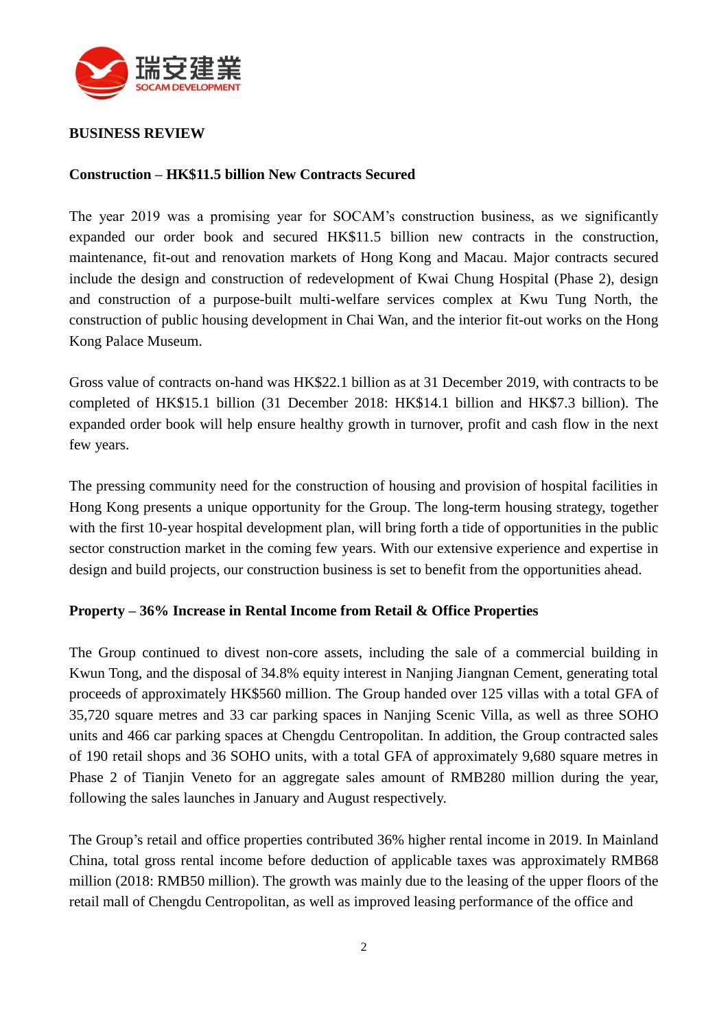## BUSINESS REVIEW

### Construction – HK$11.5 billion New Contracts Secured

The year 2019 was a promising year for SOCAM's construction business, as we significantly expanded our order book and secured HK$11.5 billion new contracts in the construction, maintenance, fit-out and renovation markets of Hong Kong and Macau. Major contracts secured include the design and construction of redevelopment of Kwai Chung Hospital (Phase 2), design and construction of a purpose-built multi-welfare services complex at Kwu Tung North, the construction of public housing development in Chai Wan, and the interior fit-out works on the Hong Kong Palace Museum.

Gross value of contracts on-hand was HK$22.1 billion as at 31 December 2019, with contracts to be completed of HK$15.1 billion (31 December 2018: HK$14.1 billion and HK$7.3 billion). The expanded order book will help ensure healthy growth in turnover, profit and cash flow in the next few years.

The pressing community need for the construction of housing and provision of hospital facilities in Hong Kong presents a unique opportunity for the Group. The long-term housing strategy, together with the first 10-year hospital development plan, will bring forth a tide of opportunities in the public sector construction market in the coming few years. With our extensive experience and expertise in design and build projects, our construction business is set to benefit from the opportunities ahead.

### Property – 36% Increase in Rental Income from Retail & Office Properties

The Group continued to divest non-core assets, including the sale of a commercial building in Kwun Tong, and the disposal of 34.8% equity interest in Nanjing Jiangnan Cement, generating total proceeds of approximately HK$560 million. The Group handed over 125 villas with a total GFA of 35,720 square metres and 33 car parking spaces in Nanjing Scenic Villa, as well as three SOHO units and 466 car parking spaces at Chengdu Centropolitan. In addition, the Group contracted sales of 190 retail shops and 36 SOHO units, with a total GFA of approximately 9,680 square metres in Phase 2 of Tianjin Veneto for an aggregate sales amount of RMB280 million during the year, following the sales launches in January and August respectively.

The Group's retail and office properties contributed 36% higher rental income in 2019. In Mainland China, total gross rental income before deduction of applicable taxes was approximately RMB68 million (2018: RMB50 million). The growth was mainly due to the leasing of the upper floors of the retail mall of Chengdu Centropolitan, as well as improved leasing performance of the office and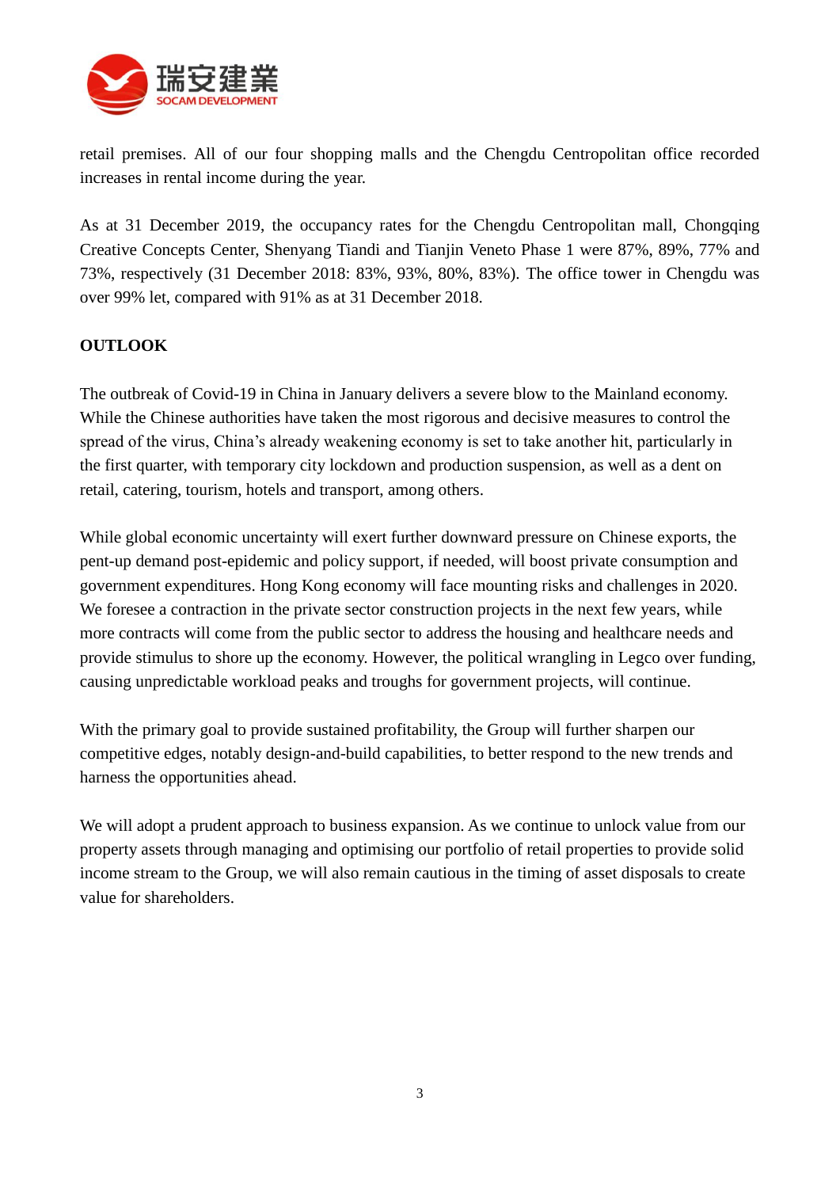retail premises. All of our four shopping malls and the Chengdu Centropolitan office recorded increases in rental income during the year.

As at 31 December 2019, the occupancy rates for the Chengdu Centropolitan mall, Chongqing Creative Concepts Center, Shenyang Tiandi and Tianjin Veneto Phase 1 were 87%, 89%, 77% and 73%, respectively (31 December 2018: 83%, 93%, 80%, 83%). The office tower in Chengdu was over 99% let, compared with 91% as at 31 December 2018.

**OUTLOOK**

The outbreak of Covid-19 in China in January delivers a severe blow to the Mainland economy. While the Chinese authorities have taken the most rigorous and decisive measures to control the spread of the virus, China's already weakening economy is set to take another hit, particularly in the first quarter, with temporary city lockdown and production suspension, as well as a dent on retail, catering, tourism, hotels and transport, among others.

While global economic uncertainty will exert further downward pressure on Chinese exports, the pent-up demand post-epidemic and policy support, if needed, will boost private consumption and government expenditures. Hong Kong economy will face mounting risks and challenges in 2020. We foresee a contraction in the private sector construction projects in the next few years, while more contracts will come from the public sector to address the housing and healthcare needs and provide stimulus to shore up the economy. However, the political wrangling in Legco over funding, causing unpredictable workload peaks and troughs for government projects, will continue.

With the primary goal to provide sustained profitability, the Group will further sharpen our competitive edges, notably design-and-build capabilities, to better respond to the new trends and harness the opportunities ahead.

We will adopt a prudent approach to business expansion. As we continue to unlock value from our property assets through managing and optimising our portfolio of retail properties to provide solid income stream to the Group, we will also remain cautious in the timing of asset disposals to create value for shareholders.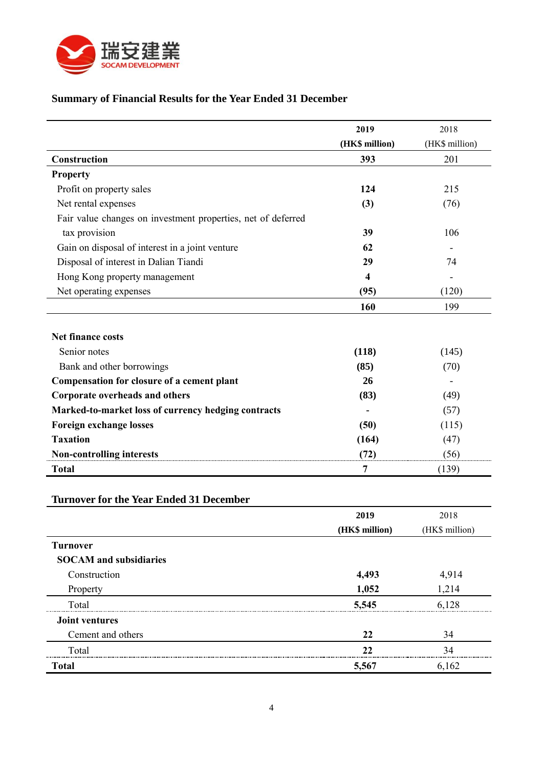瑞安建業
SOCAM DEVELOPMENT

## Summary of Financial Results for the Year Ended 31 December

| | **2019 (HK$ million)** | 2018 (HK$ million) |
|---|---|---|
| **Construction** | **393** | 201 |
| **Property** | | |
| Profit on property sales | **124** | 215 |
| Net rental expenses | **(3)** | (76) |
| Fair value changes on investment properties, net of deferred tax provision | **39** | 106 |
| Gain on disposal of interest in a joint venture | **62** | - |
| Disposal of interest in Dalian Tiandi | **29** | 74 |
| Hong Kong property management | **4** | - |
| Net operating expenses | **(95)** | (120) |
| | **160** | 199 |
| **Net finance costs** | | |
| Senior notes | **(118)** | (145) |
| Bank and other borrowings | **(85)** | (70) |
| **Compensation for closure of a cement plant** | **26** | - |
| **Corporate overheads and others** | **(83)** | (49) |
| **Marked-to-market loss of currency hedging contracts** | **-** | (57) |
| **Foreign exchange losses** | **(50)** | (115) |
| **Taxation** | **(164)** | (47) |
| **Non-controlling interests** | **(72)** | (56) |
| **Total** | **7** | (139) |

## Turnover for the Year Ended 31 December

| | **2019 (HK$ million)** | 2018 (HK$ million) |
|---|---|---|
| **Turnover** | | |
| **SOCAM and subsidiaries** | | |
| Construction | **4,493** | 4,914 |
| Property | **1,052** | 1,214 |
| Total | **5,545** | 6,128 |
| **Joint ventures** | | |
| Cement and others | **22** | 34 |
| Total | **22** | 34 |
| **Total** | **5,567** | 6,162 |